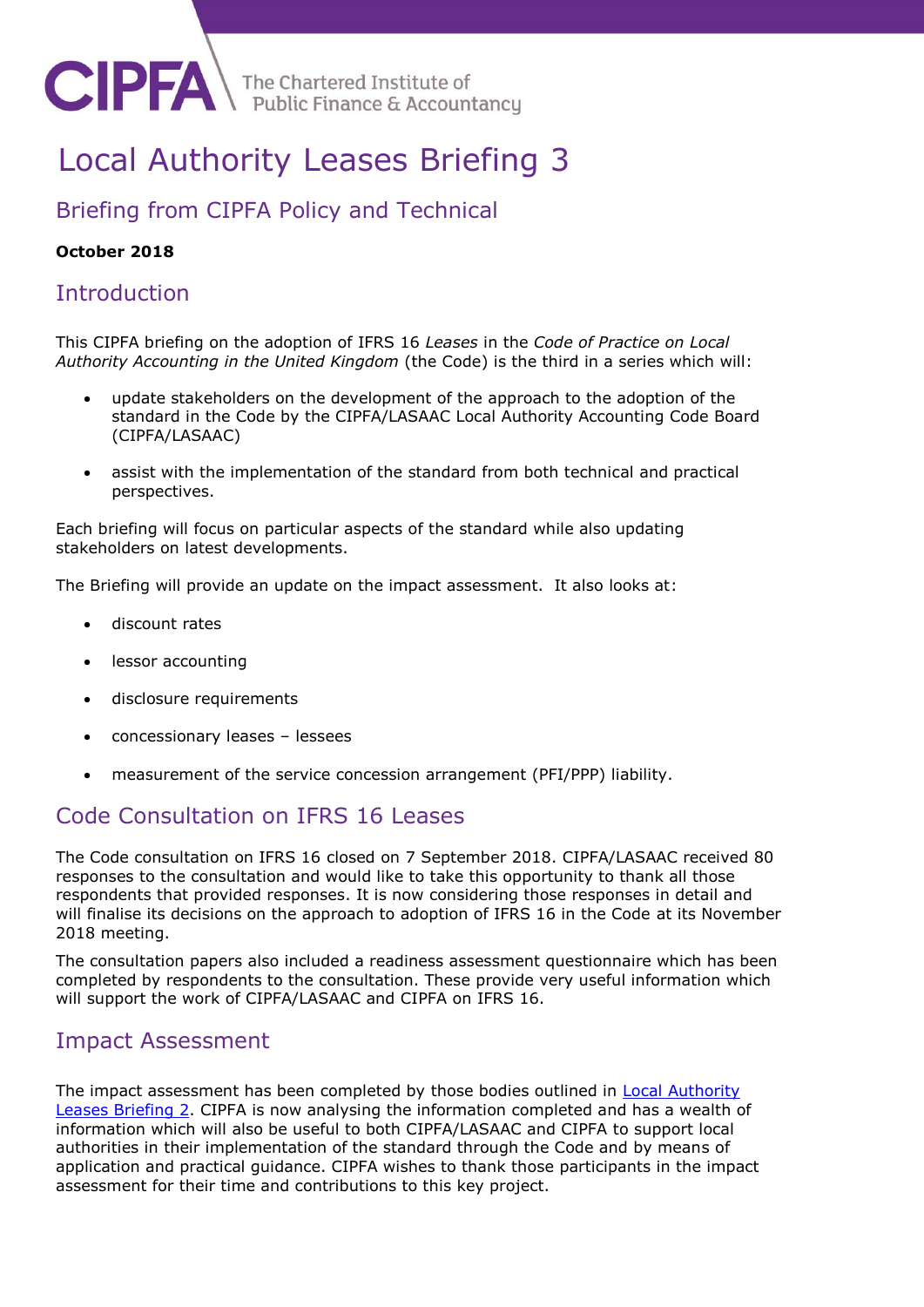CIPFA The Chartered Institute of Public Finance & Accountancy

# Local Authority Leases Briefing 3

## Briefing from CIPFA Policy and Technical

**October 2018**

## Introduction

This CIPFA briefing on the adoption of IFRS 16 *Leases* in the *Code of Practice on Local Authority Accounting in the United Kingdom* (the Code) is the third in a series which will:

- update stakeholders on the development of the approach to the adoption of the standard in the Code by the CIPFA/LASAAC Local Authority Accounting Code Board (CIPFA/LASAAC)
- assist with the implementation of the standard from both technical and practical perspectives.

Each briefing will focus on particular aspects of the standard while also updating stakeholders on latest developments.

The Briefing will provide an update on the impact assessment. It also looks at:

- discount rates
- lessor accounting
- disclosure requirements
- concessionary leases – lessees
- measurement of the service concession arrangement (PFI/PPP) liability.

## Code Consultation on IFRS 16 Leases

The Code consultation on IFRS 16 closed on 7 September 2018. CIPFA/LASAAC received 80 responses to the consultation and would like to take this opportunity to thank all those respondents that provided responses. It is now considering those responses in detail and will finalise its decisions on the approach to adoption of IFRS 16 in the Code at its November 2018 meeting.

The consultation papers also included a readiness assessment questionnaire which has been completed by respondents to the consultation. These provide very useful information which will support the work of CIPFA/LASAAC and CIPFA on IFRS 16.

## Impact Assessment

The impact assessment has been completed by those bodies outlined in Local Authority Leases Briefing 2. CIPFA is now analysing the information completed and has a wealth of information which will also be useful to both CIPFA/LASAAC and CIPFA to support local authorities in their implementation of the standard through the Code and by means of application and practical guidance. CIPFA wishes to thank those participants in the impact assessment for their time and contributions to this key project.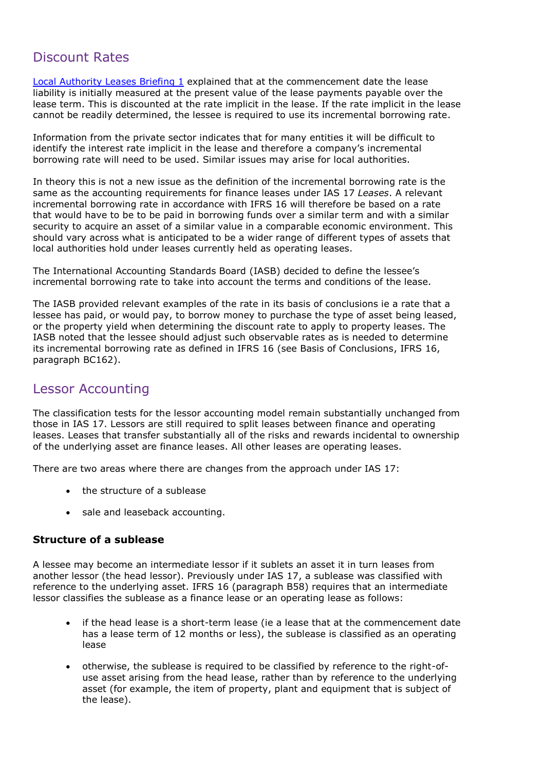## Discount Rates

[Local Authority Leases Briefing 1](#) explained that at the commencement date the lease liability is initially measured at the present value of the lease payments payable over the lease term. This is discounted at the rate implicit in the lease. If the rate implicit in the lease cannot be readily determined, the lessee is required to use its incremental borrowing rate.

Information from the private sector indicates that for many entities it will be difficult to identify the interest rate implicit in the lease and therefore a company's incremental borrowing rate will need to be used. Similar issues may arise for local authorities.

In theory this is not a new issue as the definition of the incremental borrowing rate is the same as the accounting requirements for finance leases under IAS 17 *Leases*. A relevant incremental borrowing rate in accordance with IFRS 16 will therefore be based on a rate that would have to be to be paid in borrowing funds over a similar term and with a similar security to acquire an asset of a similar value in a comparable economic environment. This should vary across what is anticipated to be a wider range of different types of assets that local authorities hold under leases currently held as operating leases.

The International Accounting Standards Board (IASB) decided to define the lessee's incremental borrowing rate to take into account the terms and conditions of the lease.

The IASB provided relevant examples of the rate in its basis of conclusions ie a rate that a lessee has paid, or would pay, to borrow money to purchase the type of asset being leased, or the property yield when determining the discount rate to apply to property leases. The IASB noted that the lessee should adjust such observable rates as is needed to determine its incremental borrowing rate as defined in IFRS 16 (see Basis of Conclusions, IFRS 16, paragraph BC162).

## Lessor Accounting

The classification tests for the lessor accounting model remain substantially unchanged from those in IAS 17. Lessors are still required to split leases between finance and operating leases. Leases that transfer substantially all of the risks and rewards incidental to ownership of the underlying asset are finance leases. All other leases are operating leases.

There are two areas where there are changes from the approach under IAS 17:

- the structure of a sublease
- sale and leaseback accounting.

### Structure of a sublease

A lessee may become an intermediate lessor if it sublets an asset it in turn leases from another lessor (the head lessor). Previously under IAS 17, a sublease was classified with reference to the underlying asset. IFRS 16 (paragraph B58) requires that an intermediate lessor classifies the sublease as a finance lease or an operating lease as follows:

- if the head lease is a short-term lease (ie a lease that at the commencement date has a lease term of 12 months or less), the sublease is classified as an operating lease
- otherwise, the sublease is required to be classified by reference to the right-of-use asset arising from the head lease, rather than by reference to the underlying asset (for example, the item of property, plant and equipment that is subject of the lease).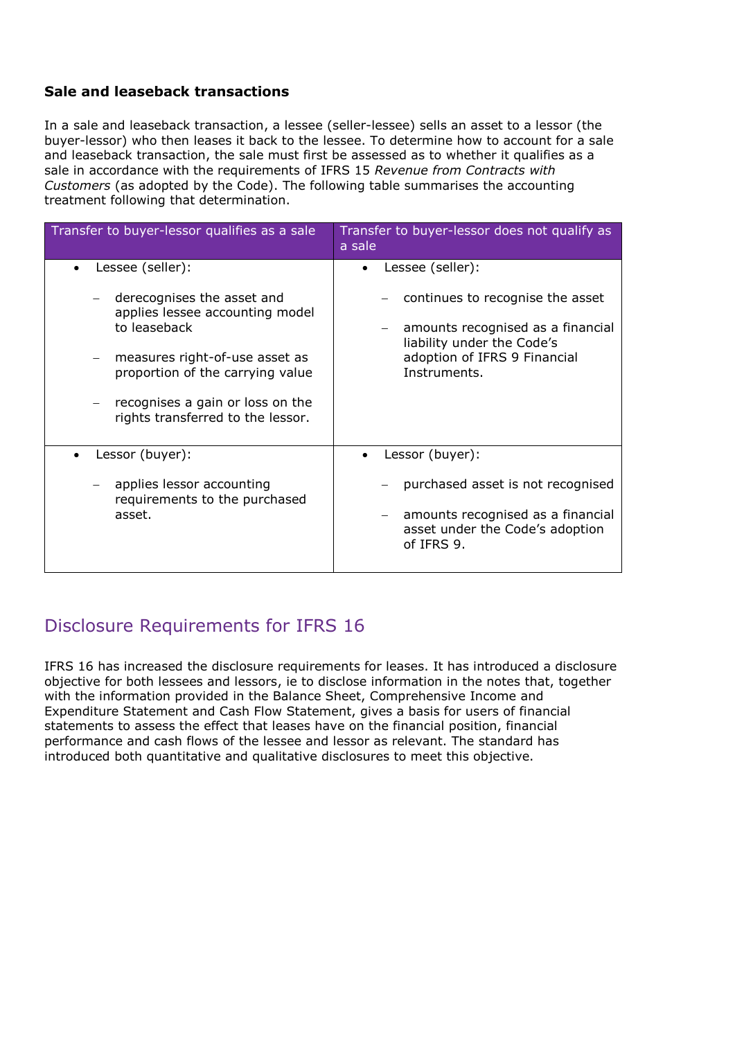### Sale and leaseback transactions

In a sale and leaseback transaction, a lessee (seller-lessee) sells an asset to a lessor (the buyer-lessor) who then leases it back to the lessee. To determine how to account for a sale and leaseback transaction, the sale must first be assessed as to whether it qualifies as a sale in accordance with the requirements of IFRS 15 *Revenue from Contracts with Customers* (as adopted by the Code). The following table summarises the accounting treatment following that determination.

| Transfer to buyer-lessor qualifies as a sale | Transfer to buyer-lessor does not qualify as a sale |
| --- | --- |
| • Lessee (seller):<br>– derecognises the asset and applies lessee accounting model to leaseback<br>– measures right-of-use asset as proportion of the carrying value<br>– recognises a gain or loss on the rights transferred to the lessor. | • Lessee (seller):<br>– continues to recognise the asset<br>– amounts recognised as a financial liability under the Code's adoption of IFRS 9 Financial Instruments. |
| • Lessor (buyer):<br>– applies lessor accounting requirements to the purchased asset. | • Lessor (buyer):<br>– purchased asset is not recognised<br>– amounts recognised as a financial asset under the Code's adoption of IFRS 9. |

## Disclosure Requirements for IFRS 16

IFRS 16 has increased the disclosure requirements for leases. It has introduced a disclosure objective for both lessees and lessors, ie to disclose information in the notes that, together with the information provided in the Balance Sheet, Comprehensive Income and Expenditure Statement and Cash Flow Statement, gives a basis for users of financial statements to assess the effect that leases have on the financial position, financial performance and cash flows of the lessee and lessor as relevant. The standard has introduced both quantitative and qualitative disclosures to meet this objective.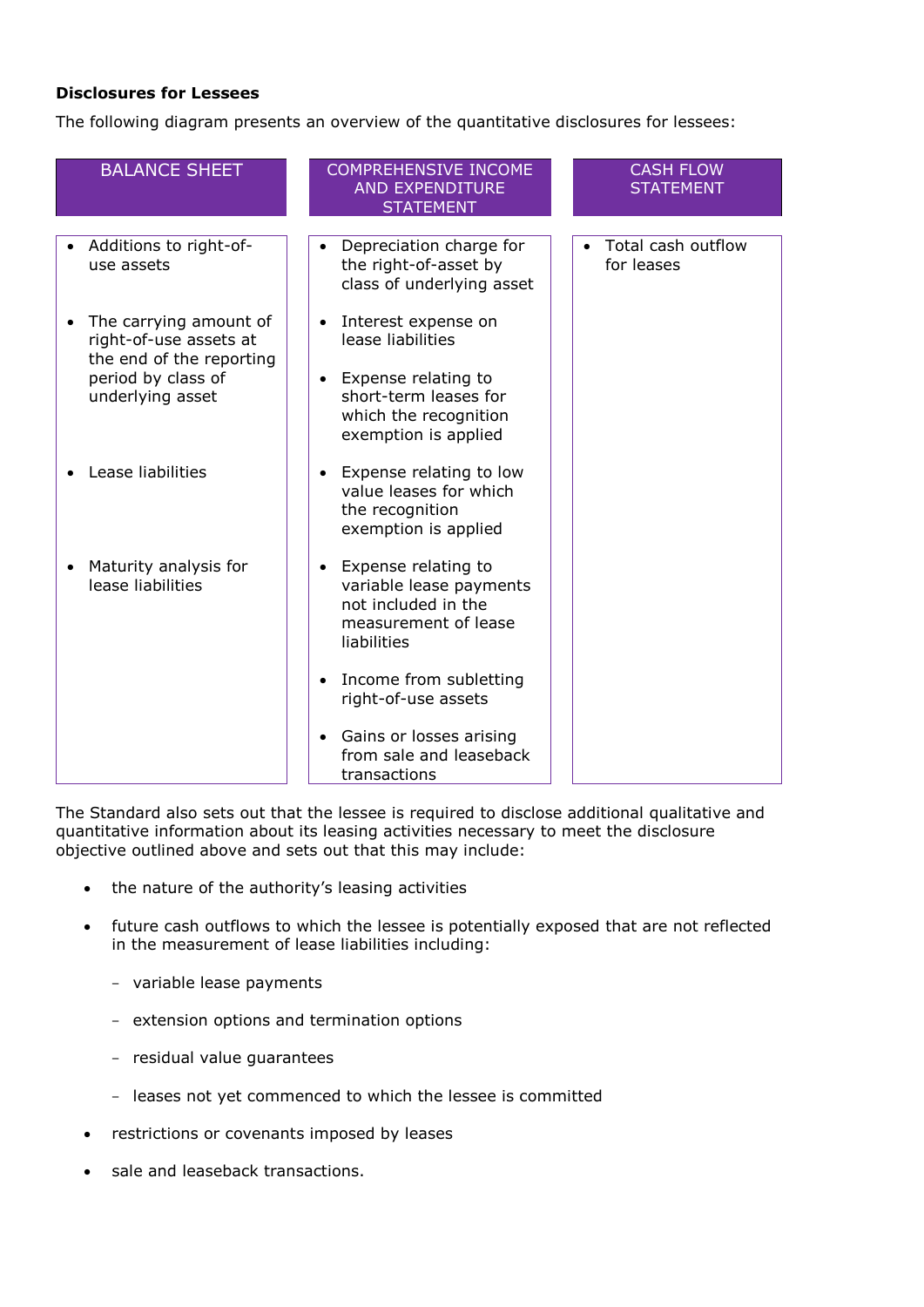**Disclosures for Lessees**

The following diagram presents an overview of the quantitative disclosures for lessees:

| BALANCE SHEET | COMPREHENSIVE INCOME AND EXPENDITURE STATEMENT | CASH FLOW STATEMENT |
|---|---|---|
| • Additions to right-of-use assets | • Depreciation charge for the right-of-asset by class of underlying asset | • Total cash outflow for leases |
| • The carrying amount of right-of-use assets at the end of the reporting period by class of underlying asset | • Interest expense on lease liabilities | |
| | • Expense relating to short-term leases for which the recognition exemption is applied | |
| • Lease liabilities | • Expense relating to low value leases for which the recognition exemption is applied | |
| • Maturity analysis for lease liabilities | • Expense relating to variable lease payments not included in the measurement of lease liabilities | |
| | • Income from subletting right-of-use assets | |
| | • Gains or losses arising from sale and leaseback transactions | |

The Standard also sets out that the lessee is required to disclose additional qualitative and quantitative information about its leasing activities necessary to meet the disclosure objective outlined above and sets out that this may include:

- the nature of the authority's leasing activities
- future cash outflows to which the lessee is potentially exposed that are not reflected in the measurement of lease liabilities including:
  - variable lease payments
  - extension options and termination options
  - residual value guarantees
  - leases not yet commenced to which the lessee is committed
- restrictions or covenants imposed by leases
- sale and leaseback transactions.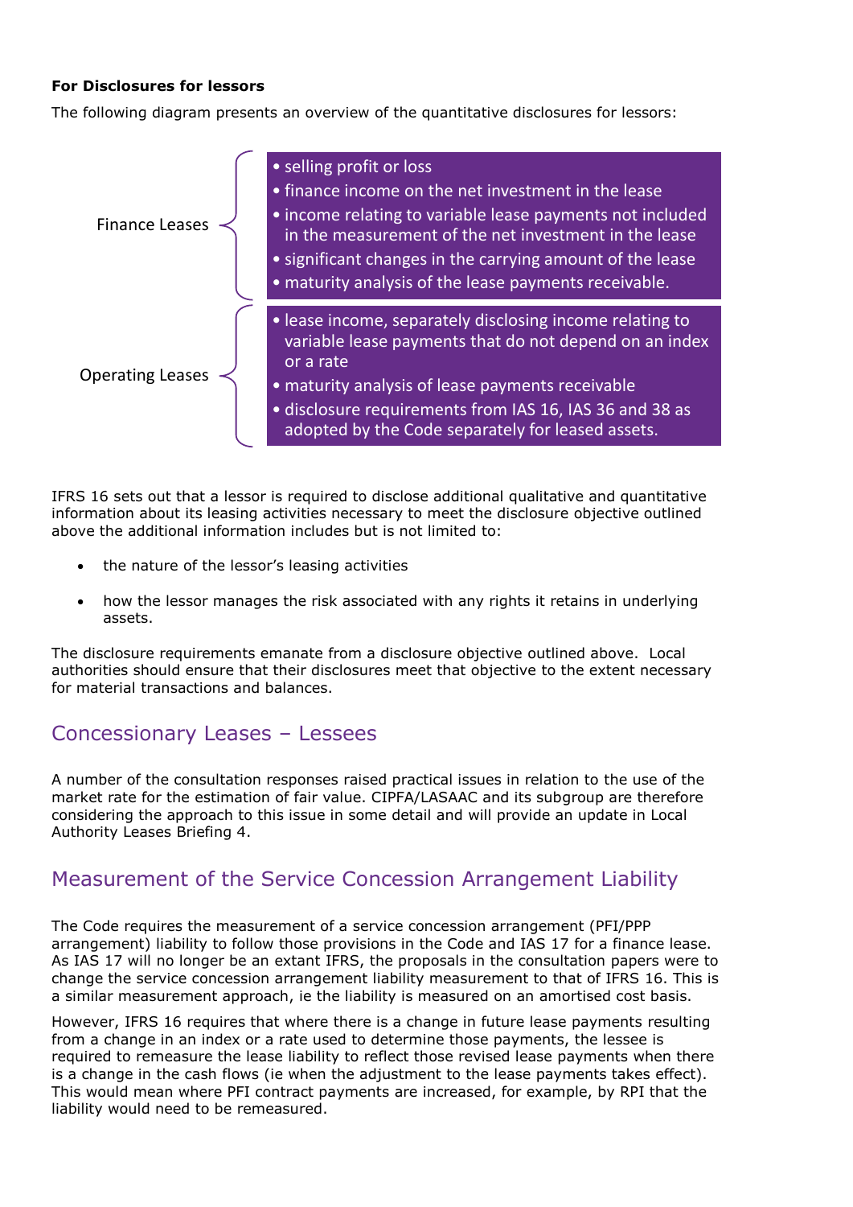**For Disclosures for lessors**

The following diagram presents an overview of the quantitative disclosures for lessors:

**Finance Leases**

- selling profit or loss
- finance income on the net investment in the lease
- income relating to variable lease payments not included in the measurement of the net investment in the lease
- significant changes in the carrying amount of the lease
- maturity analysis of the lease payments receivable.

**Operating Leases**

- lease income, separately disclosing income relating to variable lease payments that do not depend on an index or a rate
- maturity analysis of lease payments receivable
- disclosure requirements from IAS 16, IAS 36 and 38 as adopted by the Code separately for leased assets.

IFRS 16 sets out that a lessor is required to disclose additional qualitative and quantitative information about its leasing activities necessary to meet the disclosure objective outlined above the additional information includes but is not limited to:

- the nature of the lessor's leasing activities
- how the lessor manages the risk associated with any rights it retains in underlying assets.

The disclosure requirements emanate from a disclosure objective outlined above. Local authorities should ensure that their disclosures meet that objective to the extent necessary for material transactions and balances.

## Concessionary Leases – Lessees

A number of the consultation responses raised practical issues in relation to the use of the market rate for the estimation of fair value. CIPFA/LASAAC and its subgroup are therefore considering the approach to this issue in some detail and will provide an update in Local Authority Leases Briefing 4.

## Measurement of the Service Concession Arrangement Liability

The Code requires the measurement of a service concession arrangement (PFI/PPP arrangement) liability to follow those provisions in the Code and IAS 17 for a finance lease. As IAS 17 will no longer be an extant IFRS, the proposals in the consultation papers were to change the service concession arrangement liability measurement to that of IFRS 16. This is a similar measurement approach, ie the liability is measured on an amortised cost basis.

However, IFRS 16 requires that where there is a change in future lease payments resulting from a change in an index or a rate used to determine those payments, the lessee is required to remeasure the lease liability to reflect those revised lease payments when there is a change in the cash flows (ie when the adjustment to the lease payments takes effect). This would mean where PFI contract payments are increased, for example, by RPI that the liability would need to be remeasured.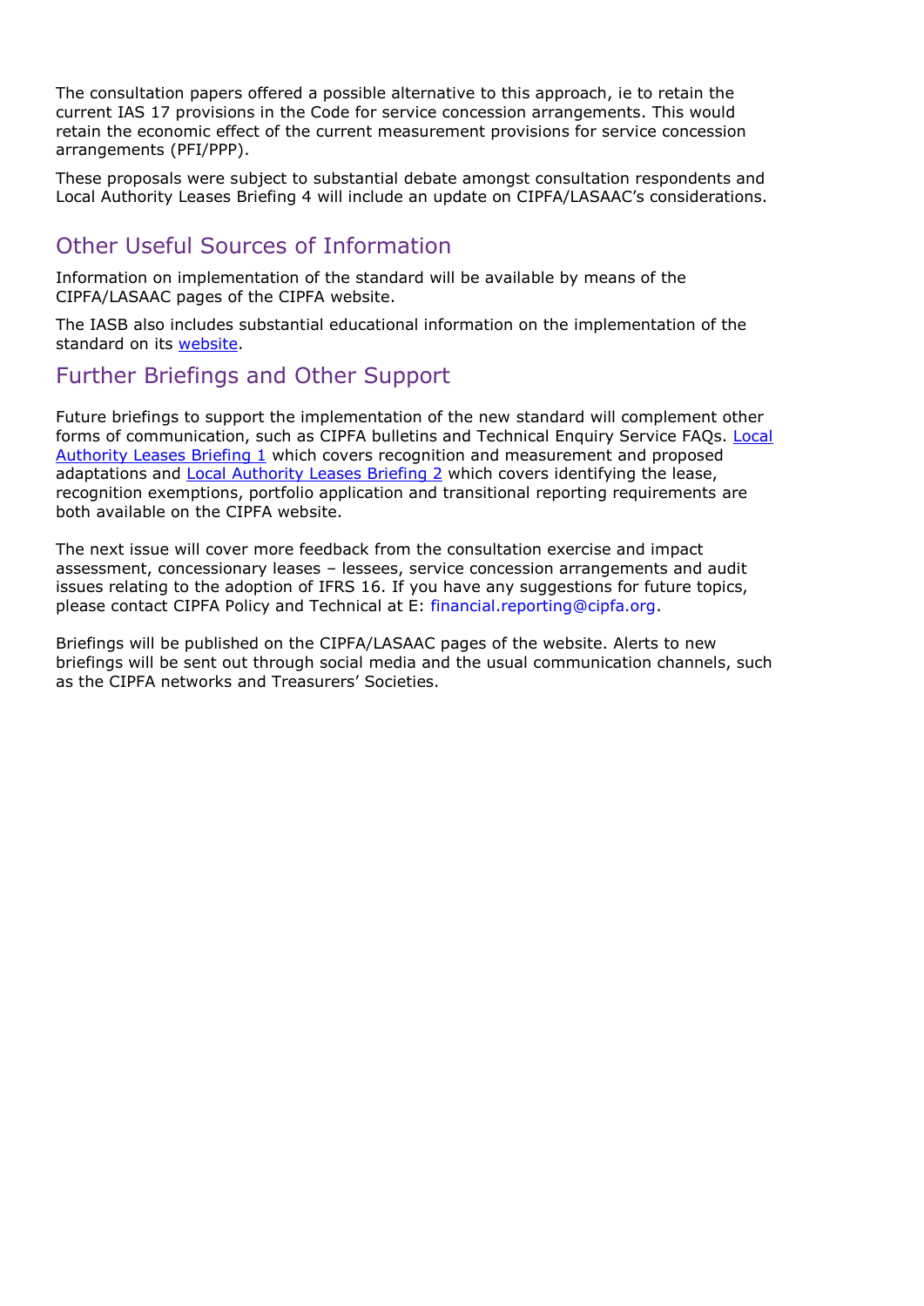The consultation papers offered a possible alternative to this approach, ie to retain the current IAS 17 provisions in the Code for service concession arrangements. This would retain the economic effect of the current measurement provisions for service concession arrangements (PFI/PPP).

These proposals were subject to substantial debate amongst consultation respondents and Local Authority Leases Briefing 4 will include an update on CIPFA/LASAAC's considerations.

## Other Useful Sources of Information

Information on implementation of the standard will be available by means of the CIPFA/LASAAC pages of the CIPFA website.

The IASB also includes substantial educational information on the implementation of the standard on its website.

## Further Briefings and Other Support

Future briefings to support the implementation of the new standard will complement other forms of communication, such as CIPFA bulletins and Technical Enquiry Service FAQs. Local Authority Leases Briefing 1 which covers recognition and measurement and proposed adaptations and Local Authority Leases Briefing 2 which covers identifying the lease, recognition exemptions, portfolio application and transitional reporting requirements are both available on the CIPFA website.

The next issue will cover more feedback from the consultation exercise and impact assessment, concessionary leases – lessees, service concession arrangements and audit issues relating to the adoption of IFRS 16. If you have any suggestions for future topics, please contact CIPFA Policy and Technical at E: financial.reporting@cipfa.org.

Briefings will be published on the CIPFA/LASAAC pages of the website. Alerts to new briefings will be sent out through social media and the usual communication channels, such as the CIPFA networks and Treasurers' Societies.